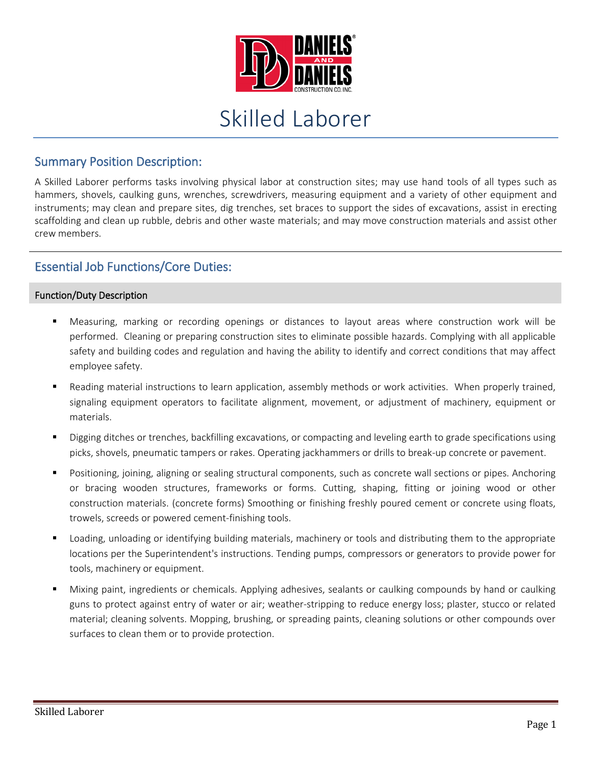# Skilled Laborer

## Summary Position Description:

A Skilled Laborer performs tasks involving physical labor at construction sites; may use hand tools of all types such as hammers, shovels, caulking guns, wrenches, screwdrivers, measuring equipment and a variety of other equipment and instruments; may clean and prepare sites, dig trenches, set braces to support the sides of excavations, assist in erecting scaffolding and clean up rubble, debris and other waste materials; and may move construction materials and assist other crew members.

## Essential Job Functions/Core Duties:

### Function/Duty Description

- Measuring, marking or recording openings or distances to layout areas where construction work will be performed. Cleaning or preparing construction sites to eliminate possible hazards. Complying with all applicable safety and building codes and regulation and having the ability to identify and correct conditions that may affect employee safety.
- Reading material instructions to learn application, assembly methods or work activities. When properly trained, signaling equipment operators to facilitate alignment, movement, or adjustment of machinery, equipment or materials.
- Digging ditches or trenches, backfilling excavations, or compacting and leveling earth to grade specifications using picks, shovels, pneumatic tampers or rakes. Operating jackhammers or drills to break-up concrete or pavement.
- Positioning, joining, aligning or sealing structural components, such as concrete wall sections or pipes. Anchoring or bracing wooden structures, frameworks or forms. Cutting, shaping, fitting or joining wood or other construction materials. (concrete forms) Smoothing or finishing freshly poured cement or concrete using floats, trowels, screeds or powered cement-finishing tools.
- Loading, unloading or identifying building materials, machinery or tools and distributing them to the appropriate locations per the Superintendent's instructions. Tending pumps, compressors or generators to provide power for tools, machinery or equipment.
- Mixing paint, ingredients or chemicals. Applying adhesives, sealants or caulking compounds by hand or caulking guns to protect against entry of water or air; weather-stripping to reduce energy loss; plaster, stucco or related material; cleaning solvents. Mopping, brushing, or spreading paints, cleaning solutions or other compounds over surfaces to clean them or to provide protection.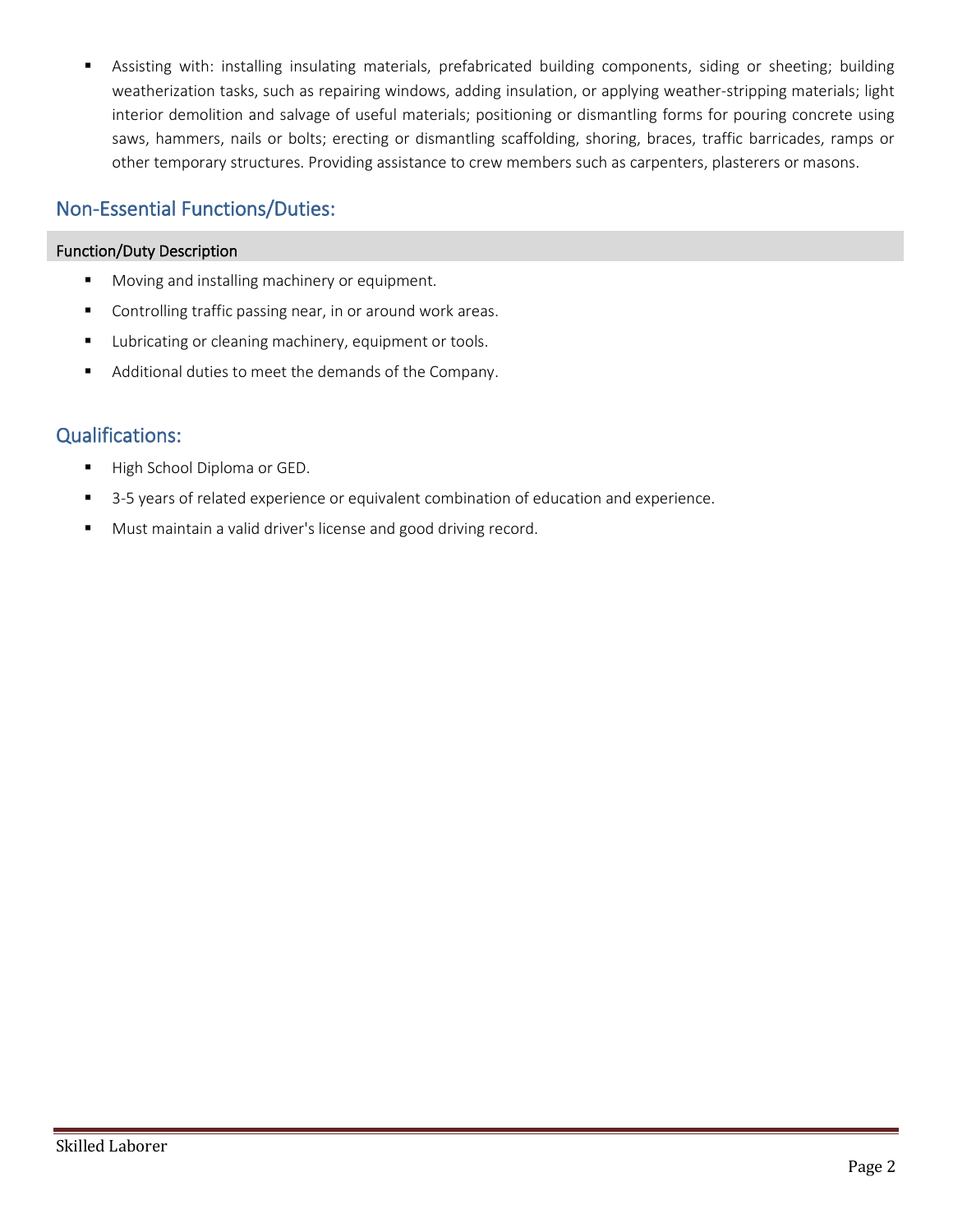- Assisting with: installing insulating materials, prefabricated building components, siding or sheeting; building weatherization tasks, such as repairing windows, adding insulation, or applying weather-stripping materials; light interior demolition and salvage of useful materials; positioning or dismantling forms for pouring concrete using saws, hammers, nails or bolts; erecting or dismantling scaffolding, shoring, braces, traffic barricades, ramps or other temporary structures. Providing assistance to crew members such as carpenters, plasterers or masons.

## Non-Essential Functions/Duties:

**Function/Duty Description**

- Moving and installing machinery or equipment.
- Controlling traffic passing near, in or around work areas.
- Lubricating or cleaning machinery, equipment or tools.
- Additional duties to meet the demands of the Company.

## Qualifications:

- High School Diploma or GED.
- 3-5 years of related experience or equivalent combination of education and experience.
- Must maintain a valid driver's license and good driving record.